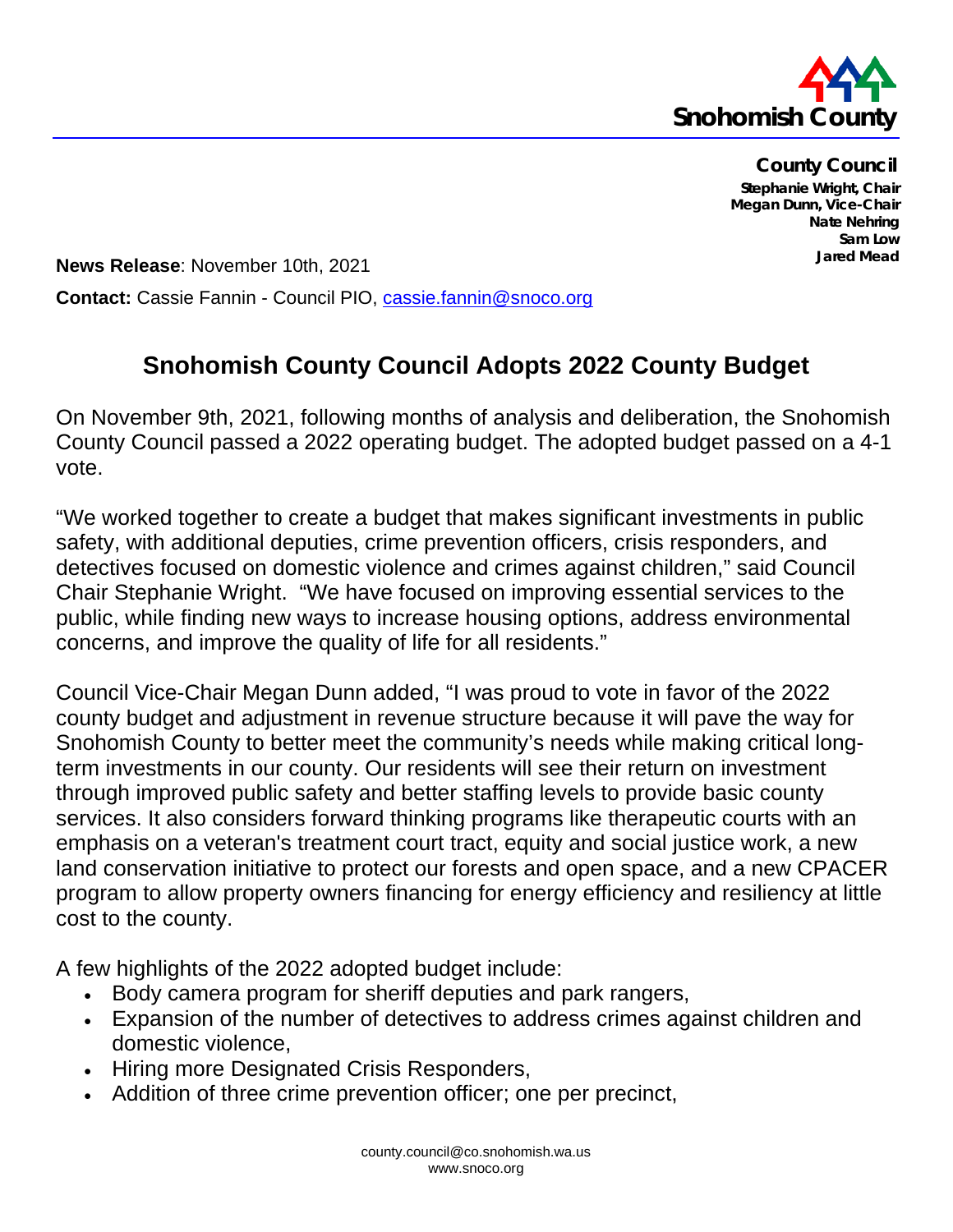**Snohomish County**

**County Council**
**Stephanie Wright, Chair**
**Megan Dunn, Vice-Chair**
**Nate Nehring**
**Sam Low**
**Jared Mead**

**News Release**: November 10th, 2021

**Contact:** Cassie Fannin - Council PIO, cassie.fannin@snoco.org

# Snohomish County Council Adopts 2022 County Budget

On November 9th, 2021, following months of analysis and deliberation, the Snohomish County Council passed a 2022 operating budget. The adopted budget passed on a 4-1 vote.

"We worked together to create a budget that makes significant investments in public safety, with additional deputies, crime prevention officers, crisis responders, and detectives focused on domestic violence and crimes against children," said Council Chair Stephanie Wright. "We have focused on improving essential services to the public, while finding new ways to increase housing options, address environmental concerns, and improve the quality of life for all residents."

Council Vice-Chair Megan Dunn added, "I was proud to vote in favor of the 2022 county budget and adjustment in revenue structure because it will pave the way for Snohomish County to better meet the community's needs while making critical long-term investments in our county. Our residents will see their return on investment through improved public safety and better staffing levels to provide basic county services. It also considers forward thinking programs like therapeutic courts with an emphasis on a veteran's treatment court tract, equity and social justice work, a new land conservation initiative to protect our forests and open space, and a new CPACER program to allow property owners financing for energy efficiency and resiliency at little cost to the county.

A few highlights of the 2022 adopted budget include:

- Body camera program for sheriff deputies and park rangers,
- Expansion of the number of detectives to address crimes against children and domestic violence,
- Hiring more Designated Crisis Responders,
- Addition of three crime prevention officer; one per precinct,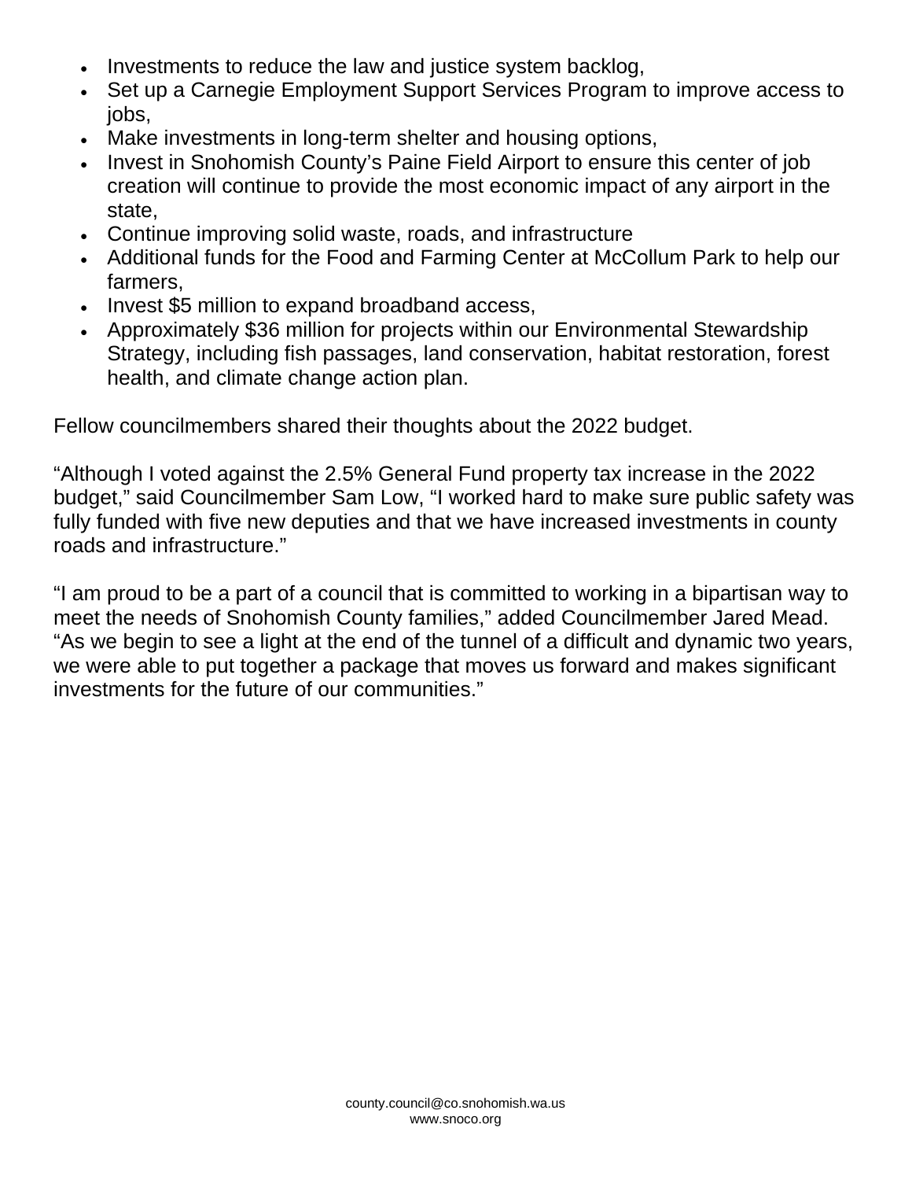- Investments to reduce the law and justice system backlog,
- Set up a Carnegie Employment Support Services Program to improve access to jobs,
- Make investments in long-term shelter and housing options,
- Invest in Snohomish County's Paine Field Airport to ensure this center of job creation will continue to provide the most economic impact of any airport in the state,
- Continue improving solid waste, roads, and infrastructure
- Additional funds for the Food and Farming Center at McCollum Park to help our farmers,
- Invest $5 million to expand broadband access,
- Approximately $36 million for projects within our Environmental Stewardship Strategy, including fish passages, land conservation, habitat restoration, forest health, and climate change action plan.

Fellow councilmembers shared their thoughts about the 2022 budget.

"Although I voted against the 2.5% General Fund property tax increase in the 2022 budget," said Councilmember Sam Low, "I worked hard to make sure public safety was fully funded with five new deputies and that we have increased investments in county roads and infrastructure."

"I am proud to be a part of a council that is committed to working in a bipartisan way to meet the needs of Snohomish County families," added Councilmember Jared Mead. "As we begin to see a light at the end of the tunnel of a difficult and dynamic two years, we were able to put together a package that moves us forward and makes significant investments for the future of our communities."

county.council@co.snohomish.wa.us
www.snoco.org